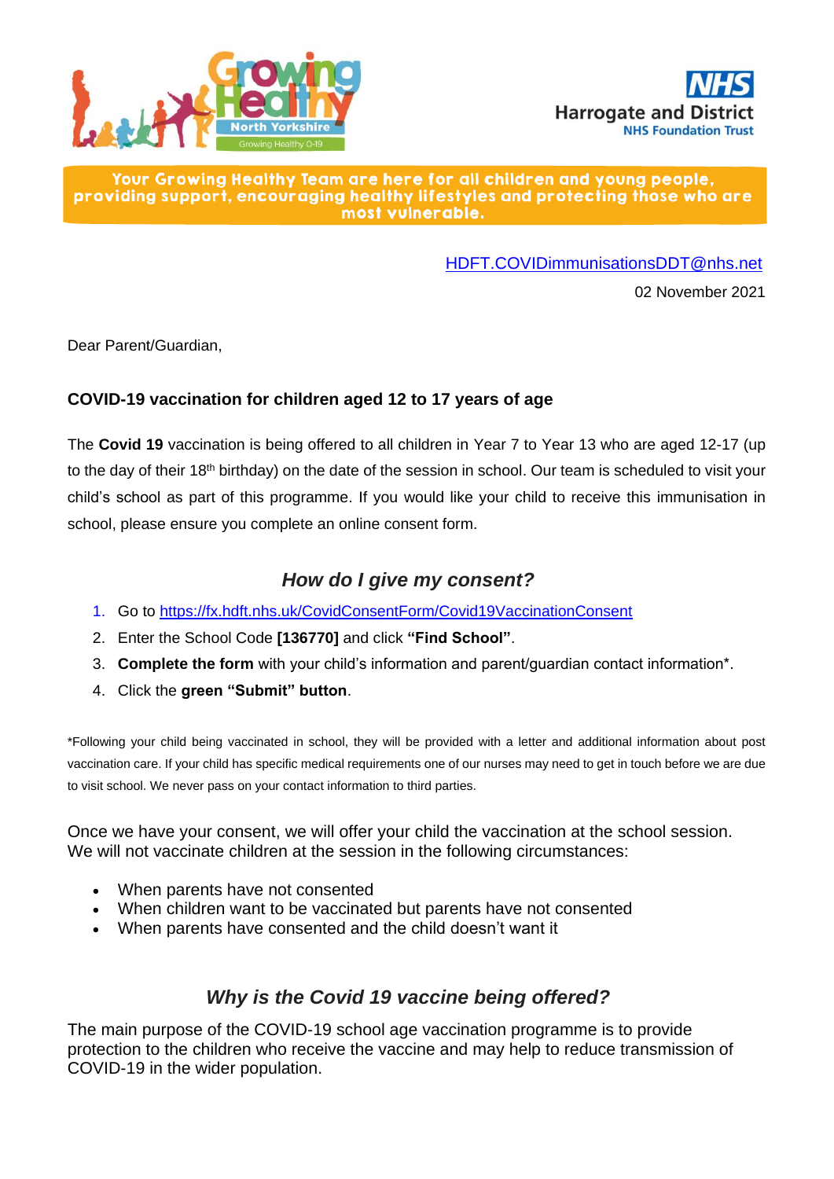Growing Healthy North Yorkshire — Growing Healthy 0-19

NHS Harrogate and District NHS Foundation Trust

**Your Growing Healthy Team are here for all children and young people, providing support, encouraging healthy lifestyles and protecting those who are most vulnerable.**

HDFT.COVIDimmunisationsDDT@nhs.net

02 November 2021

Dear Parent/Guardian,

**COVID-19 vaccination for children aged 12 to 17 years of age**

The **Covid 19** vaccination is being offered to all children in Year 7 to Year 13 who are aged 12-17 (up to the day of their 18th birthday) on the date of the session in school. Our team is scheduled to visit your child's school as part of this programme. If you would like your child to receive this immunisation in school, please ensure you complete an online consent form.

## *How do I give my consent?*

1. Go to https://fx.hdft.nhs.uk/CovidConsentForm/Covid19VaccinationConsent
2. Enter the School Code **[136770]** and click **"Find School"**.
3. **Complete the form** with your child's information and parent/guardian contact information*.
4. Click the **green "Submit" button**.

*Following your child being vaccinated in school, they will be provided with a letter and additional information about post vaccination care. If your child has specific medical requirements one of our nurses may need to get in touch before we are due to visit school. We never pass on your contact information to third parties.

Once we have your consent, we will offer your child the vaccination at the school session. We will not vaccinate children at the session in the following circumstances:

- When parents have not consented
- When children want to be vaccinated but parents have not consented
- When parents have consented and the child doesn't want it

## *Why is the Covid 19 vaccine being offered?*

The main purpose of the COVID-19 school age vaccination programme is to provide protection to the children who receive the vaccine and may help to reduce transmission of COVID-19 in the wider population.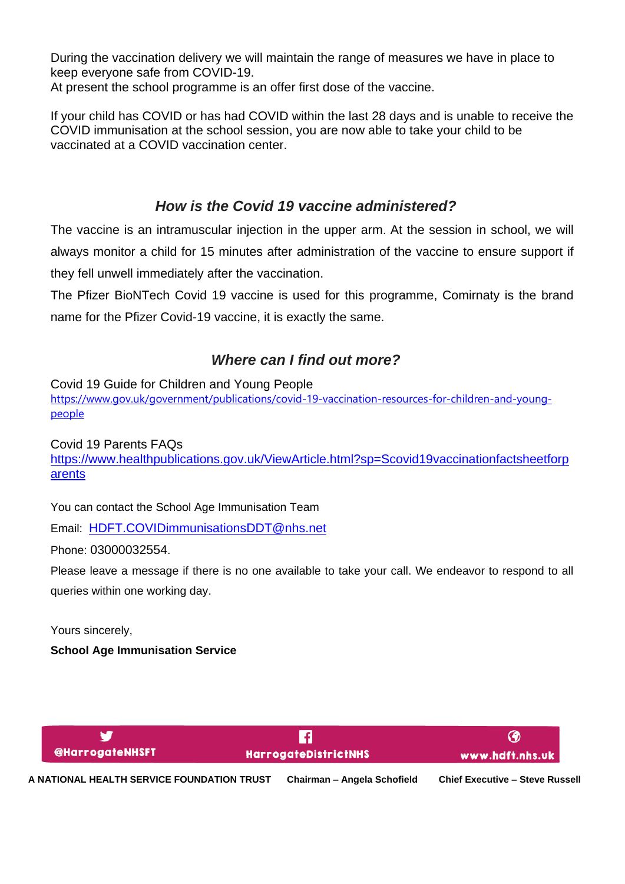During the vaccination delivery we will maintain the range of measures we have in place to keep everyone safe from COVID-19.
At present the school programme is an offer first dose of the vaccine.

If your child has COVID or has had COVID within the last 28 days and is unable to receive the COVID immunisation at the school session, you are now able to take your child to be vaccinated at a COVID vaccination center.

### *How is the Covid 19 vaccine administered?*

The vaccine is an intramuscular injection in the upper arm. At the session in school, we will always monitor a child for 15 minutes after administration of the vaccine to ensure support if they fell unwell immediately after the vaccination.
The Pfizer BioNTech Covid 19 vaccine is used for this programme, Comirnaty is the brand name for the Pfizer Covid-19 vaccine, it is exactly the same.

### *Where can I find out more?*

Covid 19 Guide for Children and Young People
https://www.gov.uk/government/publications/covid-19-vaccination-resources-for-children-and-young-people

Covid 19 Parents FAQs
https://www.healthpublications.gov.uk/ViewArticle.html?sp=Scovid19vaccinationfactsheetforparents

You can contact the School Age Immunisation Team

Email: HDFT.COVIDimmunisationsDDT@nhs.net

Phone: 03000032554.

Please leave a message if there is no one available to take your call. We endeavor to respond to all queries within one working day.

Yours sincerely,

**School Age Immunisation Service**

@HarrogateNHSFT HarrogateDistrictNHS www.hdft.nhs.uk

**A NATIONAL HEALTH SERVICE FOUNDATION TRUST Chairman – Angela Schofield Chief Executive – Steve Russell**